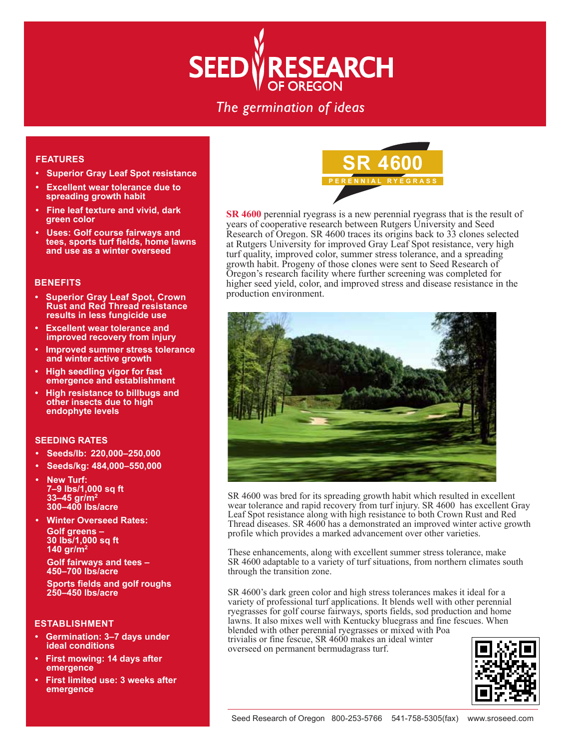# SEED RESEARCH OF OREGON

*The germination of ideas*

## SR 4600

PERENNIAL RYEGRASS

**SR 4600** perennial ryegrass is a new perennial ryegrass that is the result of years of cooperative research between Rutgers University and Seed Research of Oregon. SR 4600 traces its origins back to 33 clones selected at Rutgers University for improved Gray Leaf Spot resistance, very high turf quality, improved color, summer stress tolerance, and a spreading growth habit. Progeny of those clones were sent to Seed Research of Oregon's research facility where further screening was completed for higher seed yield, color, and improved stress and disease resistance in the production environment.

SR 4600 was bred for its spreading growth habit which resulted in excellent wear tolerance and rapid recovery from turf injury. SR 4600 has excellent Gray Leaf Spot resistance along with high resistance to both Crown Rust and Red Thread diseases. SR 4600 has a demonstrated an improved winter active growth profile which provides a marked advancement over other varieties.

These enhancements, along with excellent summer stress tolerance, make SR 4600 adaptable to a variety of turf situations, from northern climates south through the transition zone.

SR 4600's dark green color and high stress tolerances makes it ideal for a variety of professional turf applications. It blends well with other perennial ryegrasses for golf course fairways, sports fields, sod production and home lawns. It also mixes well with Kentucky bluegrass and fine fescues. When blended with other perennial ryegrasses or mixed with Poa trivialis or fine fescue, SR 4600 makes an ideal winter overseed on permanent bermudagrass turf.

### FEATURES

- Superior Gray Leaf Spot resistance
- Excellent wear tolerance due to spreading growth habit
- Fine leaf texture and vivid, dark green color
- Uses: Golf course fairways and tees, sports turf fields, home lawns and use as a winter overseed

### BENEFITS

- Superior Gray Leaf Spot, Crown Rust and Red Thread resistance results in less fungicide use
- Excellent wear tolerance and improved recovery from injury
- Improved summer stress tolerance and winter active growth
- High seedling vigor for fast emergence and establishment
- High resistance to billbugs and other insects due to high endophyte levels

### SEEDING RATES

- Seeds/lb: 220,000–250,000
- Seeds/kg: 484,000–550,000
- New Turf:
  7–9 lbs/1,000 sq ft
  33–45 gr/m²
  300–400 lbs/acre
- Winter Overseed Rates:
  Golf greens –
  30 lbs/1,000 sq ft
  140 gr/m²

  Golf fairways and tees –
  450–700 lbs/acre

  Sports fields and golf roughs
  250–450 lbs/acre

### ESTABLISHMENT

- Germination: 3–7 days under ideal conditions
- First mowing: 14 days after emergence
- First limited use: 3 weeks after emergence

Seed Research of Oregon 800-253-5766 541-758-5305(fax) www.sroseed.com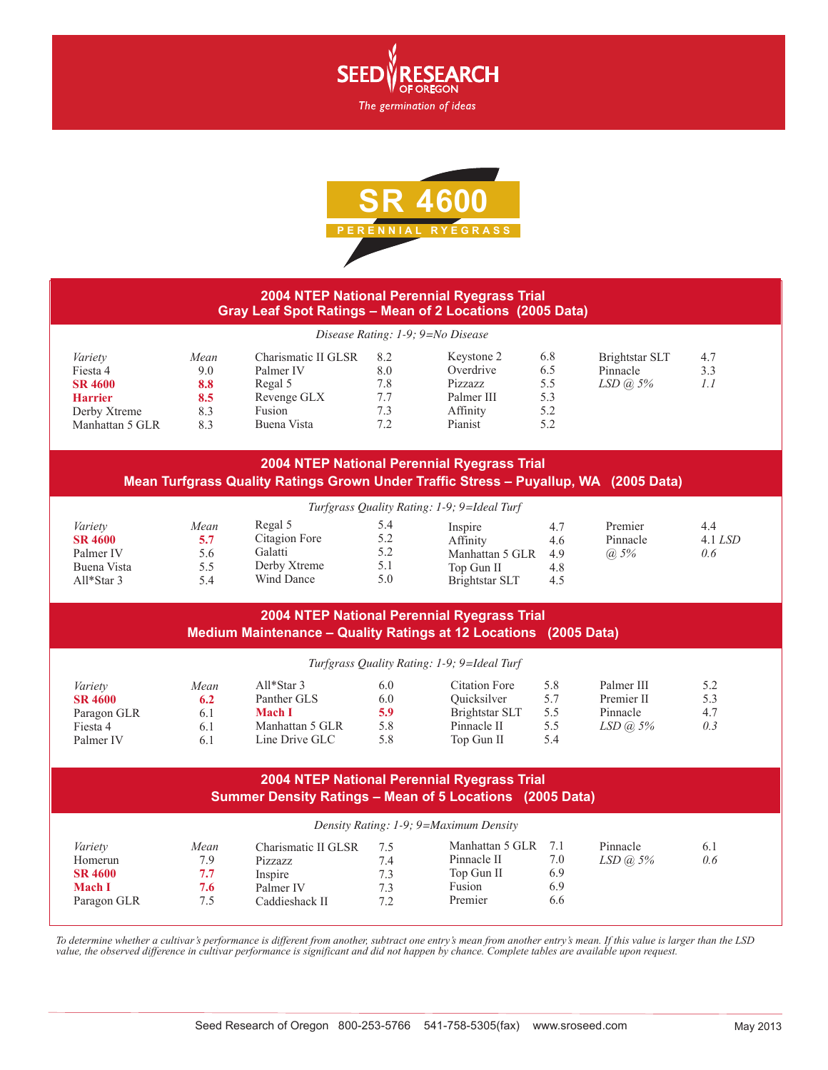SEED RESEARCH OF OREGON

*The germination of ideas*

# SR 4600

PERENNIAL RYEGRASS

## 2004 NTEP National Perennial Ryegrass Trial
## Gray Leaf Spot Ratings – Mean of 2 Locations (2005 Data)

*Disease Rating: 1-9; 9=No Disease*

| *Variety* | *Mean* | | | | | | |
|---|---|---|---|---|---|---|---|
| Fiesta 4 | 9.0 | Charismatic II GLSR | 8.2 | Keystone 2 | 6.8 | Brightstar SLT | 4.7 |
| **SR 4600** | **8.8** | Palmer IV | 8.0 | Overdrive | 6.5 | Pinnacle | 3.3 |
| **Harrier** | **8.5** | Regal 5 | 7.8 | Pizzazz | 5.5 | *LSD @ 5%* | *1.1* |
| Derby Xtreme | 8.3 | Revenge GLX | 7.7 | Palmer III | 5.3 | | |
| Manhattan 5 GLR | 8.3 | Fusion | 7.3 | Affinity | 5.2 | | |
| | | Buena Vista | 7.2 | Pianist | 5.2 | | |

## 2004 NTEP National Perennial Ryegrass Trial
## Mean Turfgrass Quality Ratings Grown Under Traffic Stress – Puyallup, WA (2005 Data)

*Turfgrass Quality Rating: 1-9; 9=Ideal Turf*

| *Variety* | *Mean* | | | | | | |
|---|---|---|---|---|---|---|---|
| **SR 4600** | **5.7** | Regal 5 | 5.4 | Inspire | 4.7 | Premier | 4.4 |
| Palmer IV | 5.6 | Citagion Fore | 5.2 | Affinity | 4.6 | Pinnacle | 4.1 |
| Buena Vista | 5.5 | Galatti | 5.2 | Manhattan 5 GLR | 4.9 | *LSD @ 5%* | *0.6* |
| All*Star 3 | 5.4 | Derby Xtreme | 5.1 | Top Gun II | 4.8 | | |
| | | Wind Dance | 5.0 | Brightstar SLT | 4.5 | | |

## 2004 NTEP National Perennial Ryegrass Trial
## Medium Maintenance – Quality Ratings at 12 Locations (2005 Data)

*Turfgrass Quality Rating: 1-9; 9=Ideal Turf*

| *Variety* | *Mean* | | | | | | |
|---|---|---|---|---|---|---|---|
| **SR 4600** | **6.2** | All*Star 3 | 6.0 | Citation Fore | 5.8 | Palmer III | 5.2 |
| Paragon GLR | 6.1 | Panther GLS | 6.0 | Quicksilver | 5.7 | Premier II | 5.3 |
| Fiesta 4 | 6.1 | **Mach I** | **5.9** | Brightstar SLT | 5.5 | Pinnacle | 4.7 |
| Palmer IV | 6.1 | Manhattan 5 GLR | 5.8 | Pinnacle II | 5.5 | *LSD @ 5%* | *0.3* |
| | | Line Drive GLC | 5.8 | Top Gun II | 5.4 | | |

## 2004 NTEP National Perennial Ryegrass Trial
## Summer Density Ratings – Mean of 5 Locations (2005 Data)

*Density Rating: 1-9; 9=Maximum Density*

| *Variety* | *Mean* | | | | | | |
|---|---|---|---|---|---|---|---|
| Homerun | 7.9 | Charismatic II GLSR | 7.5 | Manhattan 5 GLR | 7.1 | Pinnacle | 6.1 |
| **SR 4600** | **7.7** | Pizzazz | 7.4 | Pinnacle II | 7.0 | *LSD @ 5%* | *0.6* |
| **Mach I** | **7.6** | Inspire | 7.3 | Top Gun II | 6.9 | | |
| Paragon GLR | 7.5 | Palmer IV | 7.3 | Fusion | 6.9 | | |
| | | Caddieshack II | 7.2 | Premier | 6.6 | | |

*To determine whether a cultivar's performance is different from another, subtract one entry's mean from another entry's mean. If this value is larger than the LSD value, the observed difference in cultivar performance is significant and did not happen by chance. Complete tables are available upon request.*

Seed Research of Oregon 800-253-5766 541-758-5305(fax) www.sroseed.com

May 2013